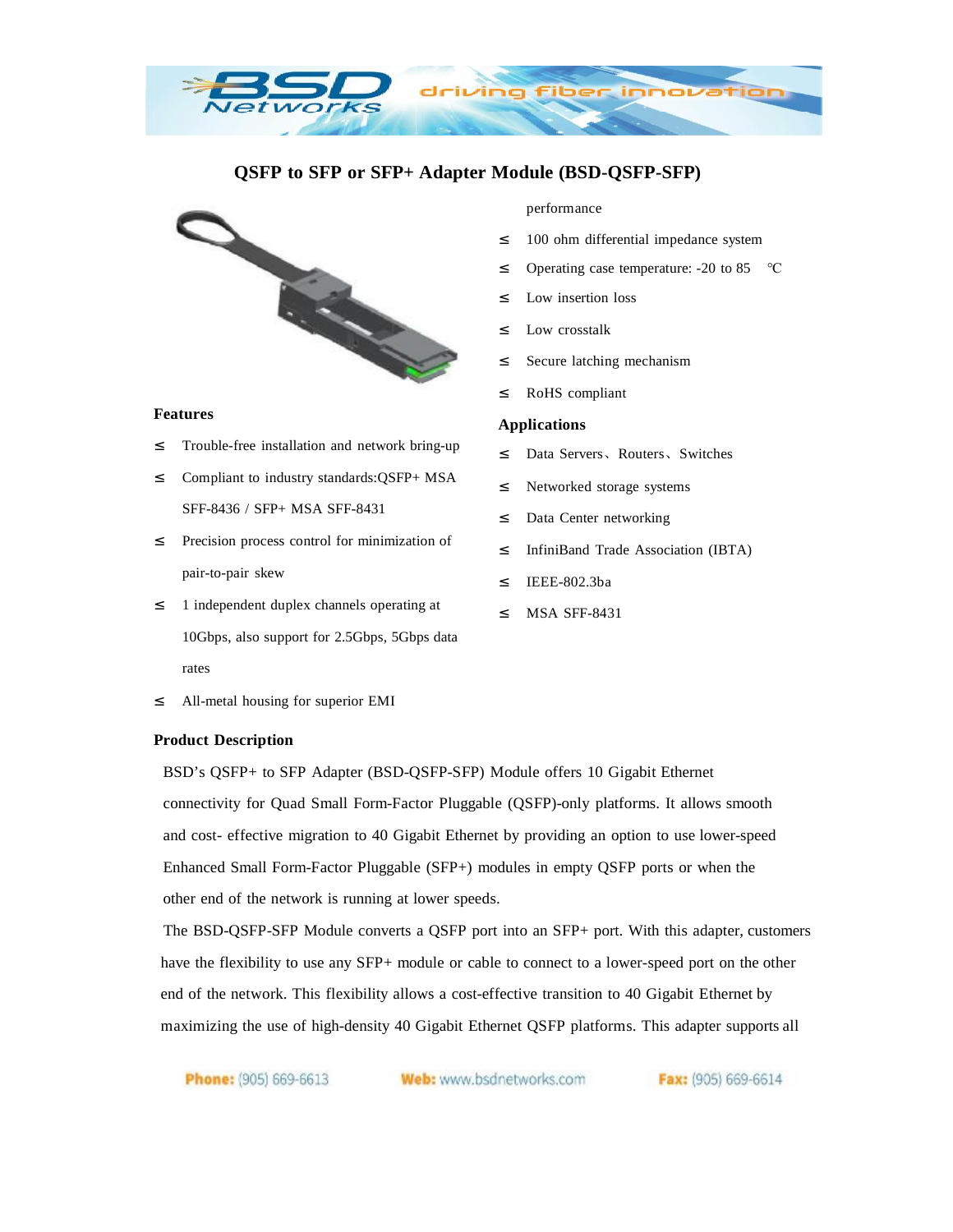# QSFP to SFP or SFP+ Adapter Module (BSD-QSFP-SFP)

## Features

- Trouble-free installation and network bring-up
- Compliant to industry standards:QSFP+ MSA SFF-8436 / SFP+ MSA SFF-8431
- Precision process control for minimization of pair-to-pair skew
- 1 independent duplex channels operating at 10Gbps, also support for 2.5Gbps, 5Gbps data rates
- All-metal housing for superior EMI performance
- 100 ohm differential impedance system
- Operating case temperature: -20 to 85 ℃
- Low insertion loss
- Low crosstalk
- Secure latching mechanism
- RoHS compliant

## Applications

- Data Servers、Routers、Switches
- Networked storage systems
- Data Center networking
- InfiniBand Trade Association (IBTA)
- IEEE-802.3ba
- MSA SFF-8431

## Product Description

BSD's QSFP+ to SFP Adapter (BSD-QSFP-SFP) Module offers 10 Gigabit Ethernet connectivity for Quad Small Form-Factor Pluggable (QSFP)-only platforms. It allows smooth and cost- effective migration to 40 Gigabit Ethernet by providing an option to use lower-speed Enhanced Small Form-Factor Pluggable (SFP+) modules in empty QSFP ports or when the other end of the network is running at lower speeds.

The BSD-QSFP-SFP Module converts a QSFP port into an SFP+ port. With this adapter, customers have the flexibility to use any SFP+ module or cable to connect to a lower-speed port on the other end of the network. This flexibility allows a cost-effective transition to 40 Gigabit Ethernet by maximizing the use of high-density 40 Gigabit Ethernet QSFP platforms. This adapter supports all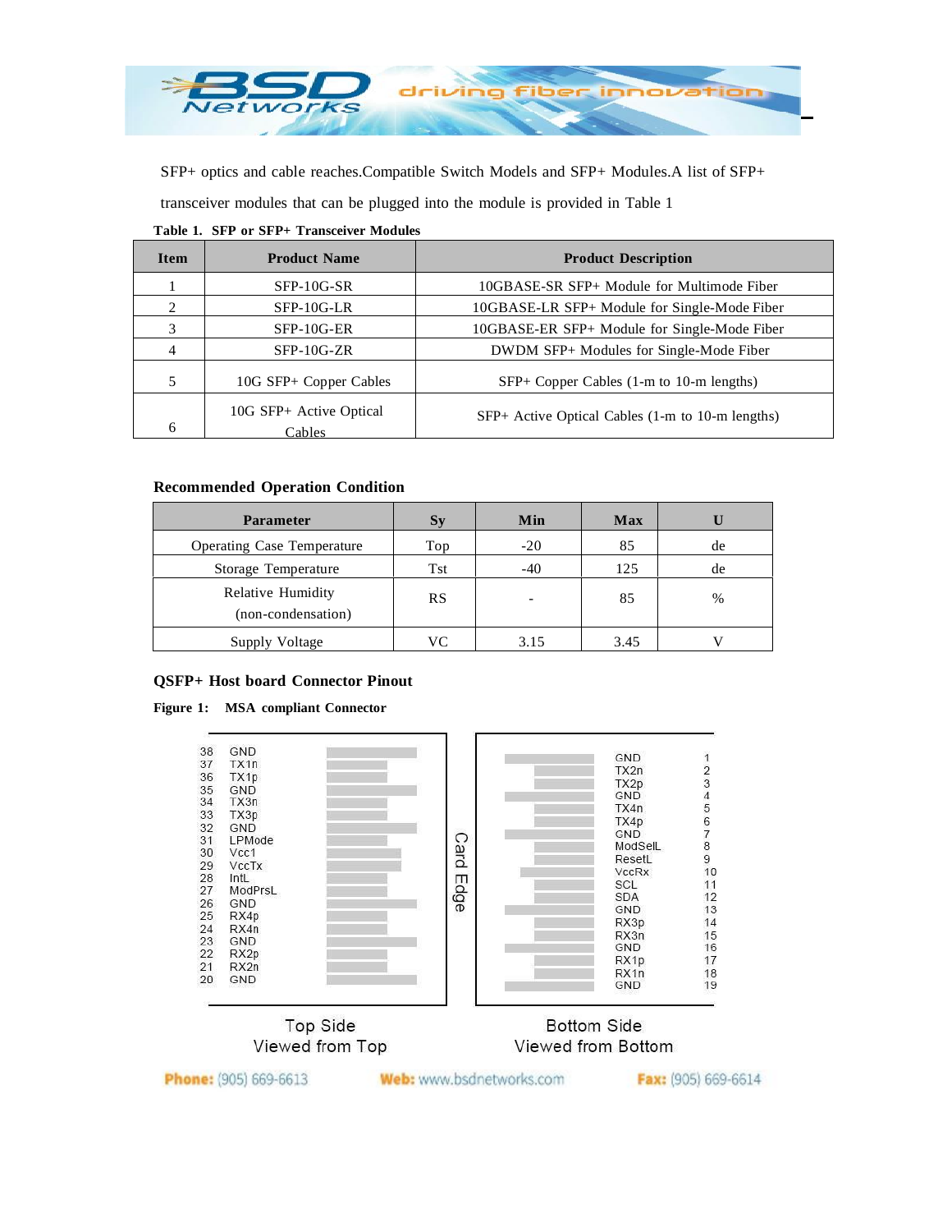SFP+ optics and cable reaches.Compatible Switch Models and SFP+ Modules.A list of SFP+ transceiver modules that can be plugged into the module is provided in Table 1

**Table 1. SFP or SFP+ Transceiver Modules**

| Item | Product Name | Product Description |
|---|---|---|
| 1 | SFP-10G-SR | 10GBASE-SR SFP+ Module for Multimode Fiber |
| 2 | SFP-10G-LR | 10GBASE-LR SFP+ Module for Single-Mode Fiber |
| 3 | SFP-10G-ER | 10GBASE-ER SFP+ Module for Single-Mode Fiber |
| 4 | SFP-10G-ZR | DWDM SFP+ Modules for Single-Mode Fiber |
| 5 | 10G SFP+ Copper Cables | SFP+ Copper Cables (1-m to 10-m lengths) |
| 6 | 10G SFP+ Active Optical Cables | SFP+ Active Optical Cables (1-m to 10-m lengths) |

**Recommended Operation Condition**

| Parameter | Sy | Min | Max | U |
|---|---|---|---|---|
| Operating Case Temperature | Top | -20 | 85 | de |
| Storage Temperature | Tst | -40 | 125 | de |
| Relative Humidity (non-condensation) | RS | - | 85 | % |
| Supply Voltage | VC | 3.15 | 3.45 | V |

**QSFP+ Host board Connector Pinout**

**Figure 1: MSA compliant Connector**

| Pin | Top Side | Pin | Bottom Side |
|---|---|---|---|
| 38 | GND | 1 | GND |
| 37 | TX1n | 2 | TX2n |
| 36 | TX1p | 3 | TX2p |
| 35 | GND | 4 | GND |
| 34 | TX3n | 5 | TX4n |
| 33 | TX3p | 6 | TX4p |
| 32 | GND | 7 | GND |
| 31 | LPMode | 8 | ModSelL |
| 30 | Vcc1 | 9 | ResetL |
| 29 | VccTx | 10 | VccRx |
| 28 | IntL | 11 | SCL |
| 27 | ModPrsL | 12 | SDA |
| 26 | GND | 13 | GND |
| 25 | RX4p | 14 | RX3p |
| 24 | RX4n | 15 | RX3n |
| 23 | GND | 16 | GND |
| 22 | RX2p | 17 | RX1p |
| 21 | RX2n | 18 | RX1n |
| 20 | GND | 19 | GND |

Card Edge

Top Side Viewed from Top

Bottom Side Viewed from Bottom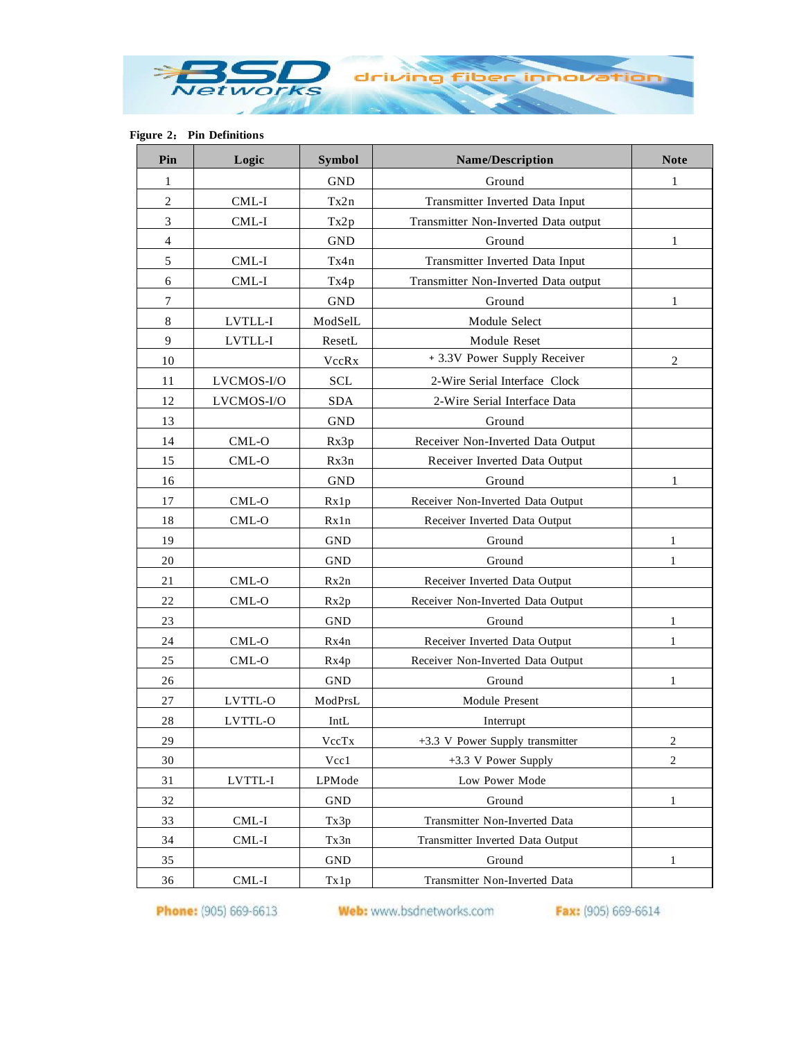**Figure 2: Pin Definitions**

| Pin | Logic | Symbol | Name/Description | Note |
|---|---|---|---|---|
| 1 | | GND | Ground | 1 |
| 2 | CML-I | Tx2n | Transmitter Inverted Data Input | |
| 3 | CML-I | Tx2p | Transmitter Non-Inverted Data output | |
| 4 | | GND | Ground | 1 |
| 5 | CML-I | Tx4n | Transmitter Inverted Data Input | |
| 6 | CML-I | Tx4p | Transmitter Non-Inverted Data output | |
| 7 | | GND | Ground | 1 |
| 8 | LVTLL-I | ModSelL | Module Select | |
| 9 | LVTLL-I | ResetL | Module Reset | |
| 10 | | VccRx | + 3.3V Power Supply Receiver | 2 |
| 11 | LVCMOS-I/O | SCL | 2-Wire Serial Interface Clock | |
| 12 | LVCMOS-I/O | SDA | 2-Wire Serial Interface Data | |
| 13 | | GND | Ground | |
| 14 | CML-O | Rx3p | Receiver Non-Inverted Data Output | |
| 15 | CML-O | Rx3n | Receiver Inverted Data Output | |
| 16 | | GND | Ground | 1 |
| 17 | CML-O | Rx1p | Receiver Non-Inverted Data Output | |
| 18 | CML-O | Rx1n | Receiver Inverted Data Output | |
| 19 | | GND | Ground | 1 |
| 20 | | GND | Ground | 1 |
| 21 | CML-O | Rx2n | Receiver Inverted Data Output | |
| 22 | CML-O | Rx2p | Receiver Non-Inverted Data Output | |
| 23 | | GND | Ground | 1 |
| 24 | CML-O | Rx4n | Receiver Inverted Data Output | 1 |
| 25 | CML-O | Rx4p | Receiver Non-Inverted Data Output | |
| 26 | | GND | Ground | 1 |
| 27 | LVTTL-O | ModPrsL | Module Present | |
| 28 | LVTTL-O | IntL | Interrupt | |
| 29 | | VccTx | +3.3 V Power Supply transmitter | 2 |
| 30 | | Vcc1 | +3.3 V Power Supply | 2 |
| 31 | LVTTL-I | LPMode | Low Power Mode | |
| 32 | | GND | Ground | 1 |
| 33 | CML-I | Tx3p | Transmitter Non-Inverted Data | |
| 34 | CML-I | Tx3n | Transmitter Inverted Data Output | |
| 35 | | GND | Ground | 1 |
| 36 | CML-I | Tx1p | Transmitter Non-Inverted Data | |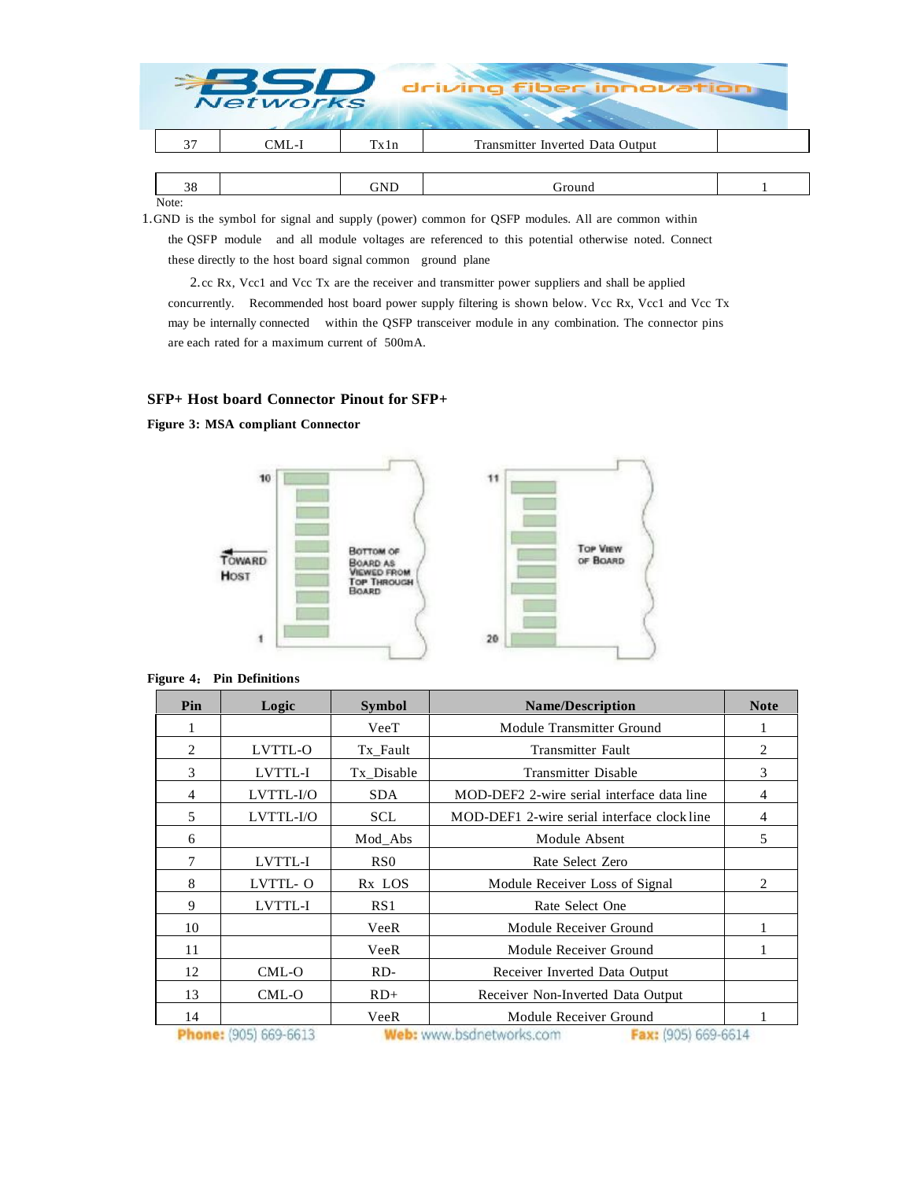| 37 | CML-I | Tx1n | Transmitter Inverted Data Output | |
|---|---|---|---|---|
| 38 | | GND | Ground | 1 |

Note:

1. GND is the symbol for signal and supply (power) common for QSFP modules. All are common within the QSFP module and all module voltages are referenced to this potential otherwise noted. Connect these directly to the host board signal common ground plane

2. cc Rx, Vcc1 and Vcc Tx are the receiver and transmitter power suppliers and shall be applied concurrently. Recommended host board power supply filtering is shown below. Vcc Rx, Vcc1 and Vcc Tx may be internally connected within the QSFP transceiver module in any combination. The connector pins are each rated for a maximum current of 500mA.

### SFP+ Host board Connector Pinout for SFP+

**Figure 3: MSA compliant Connector**

10
1
TOWARD HOST
BOTTOM OF BOARD AS VIEWED FROM TOP THROUGH BOARD
11
20
TOP VIEW OF BOARD

**Figure 4: Pin Definitions**

| Pin | Logic | Symbol | Name/Description | Note |
|---|---|---|---|---|
| 1 | | VeeT | Module Transmitter Ground | 1 |
| 2 | LVTTL-O | Tx_Fault | Transmitter Fault | 2 |
| 3 | LVTTL-I | Tx_Disable | Transmitter Disable | 3 |
| 4 | LVTTL-I/O | SDA | MOD-DEF2 2-wire serial interface data line | 4 |
| 5 | LVTTL-I/O | SCL | MOD-DEF1 2-wire serial interface clock line | 4 |
| 6 | | Mod_Abs | Module Absent | 5 |
| 7 | LVTTL-I | RS0 | Rate Select Zero | |
| 8 | LVTTL- O | Rx LOS | Module Receiver Loss of Signal | 2 |
| 9 | LVTTL-I | RS1 | Rate Select One | |
| 10 | | VeeR | Module Receiver Ground | 1 |
| 11 | | VeeR | Module Receiver Ground | 1 |
| 12 | CML-O | RD- | Receiver Inverted Data Output | |
| 13 | CML-O | RD+ | Receiver Non-Inverted Data Output | |
| 14 | | VeeR | Module Receiver Ground | 1 |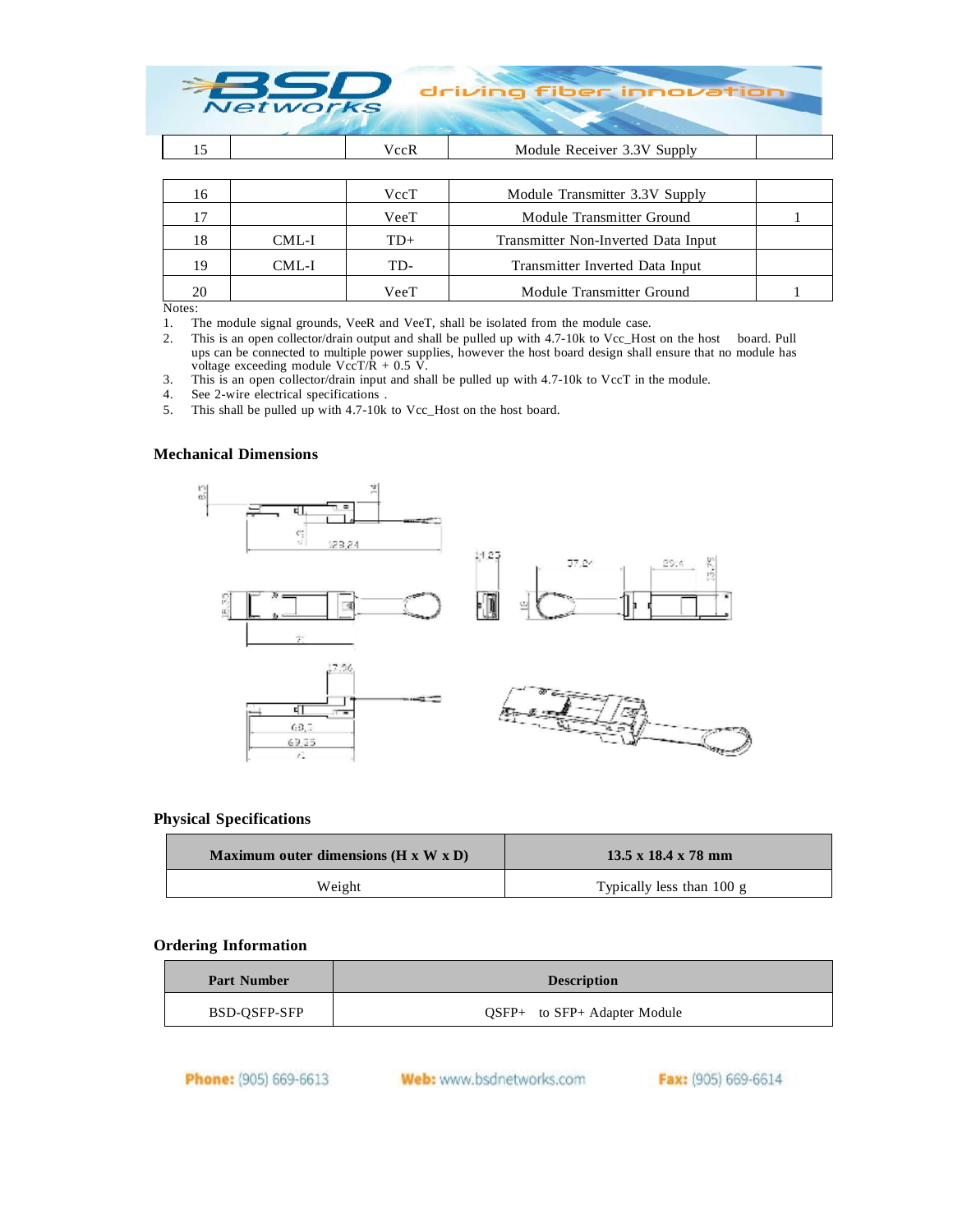| | | | | |
|---|---|---|---|---|
| 15 | | VccR | Module Receiver 3.3V Supply | |
| 16 | | VccT | Module Transmitter 3.3V Supply | |
| 17 | | VeeT | Module Transmitter Ground | 1 |
| 18 | CML-I | TD+ | Transmitter Non-Inverted Data Input | |
| 19 | CML-I | TD- | Transmitter Inverted Data Input | |
| 20 | | VeeT | Module Transmitter Ground | 1 |

Notes:

1. The module signal grounds, VeeR and VeeT, shall be isolated from the module case.
2. This is an open collector/drain output and shall be pulled up with 4.7-10k to Vcc_Host on the host board. Pull ups can be connected to multiple power supplies, however the host board design shall ensure that no module has voltage exceeding module VccT/R + 0.5 V.
3. This is an open collector/drain input and shall be pulled up with 4.7-10k to VccT in the module.
4. See 2-wire electrical specifications .
5. This shall be pulled up with 4.7-10k to Vcc_Host on the host board.

## Mechanical Dimensions

8.5
14
4.3
123.24
18.35
7
14.23
77.04
29.4
13.75
17.06
68.7
69.35

## Physical Specifications

| Maximum outer dimensions (H x W x D) | 13.5 x 18.4 x 78 mm |
|---|---|
| Weight | Typically less than 100 g |

## Ordering Information

| Part Number | Description |
|---|---|
| BSD-QSFP-SFP | QSFP+ to SFP+ Adapter Module |

Phone: (905) 669-6613 Web: www.bsdnetworks.com Fax: (905) 669-6614